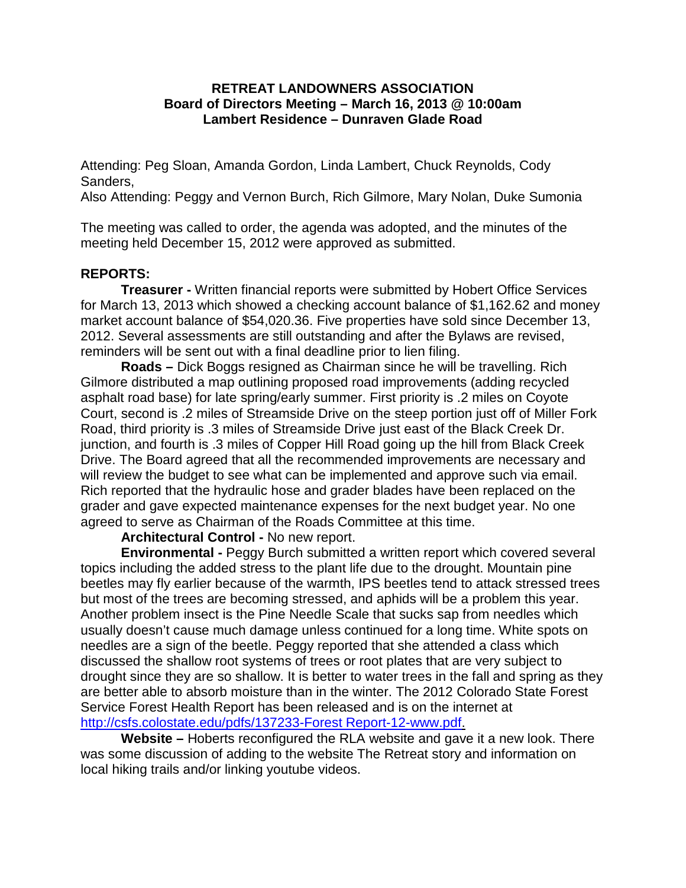**RETREAT LANDOWNERS ASSOCIATION**
**Board of Directors Meeting – March 16, 2013 @ 10:00am**
**Lambert Residence – Dunraven Glade Road**

Attending: Peg Sloan, Amanda Gordon, Linda Lambert, Chuck Reynolds, Cody Sanders,
Also Attending: Peggy and Vernon Burch, Rich Gilmore, Mary Nolan, Duke Sumonia

The meeting was called to order, the agenda was adopted, and the minutes of the meeting held December 15, 2012 were approved as submitted.

**REPORTS:**

**Treasurer -** Written financial reports were submitted by Hobert Office Services for March 13, 2013 which showed a checking account balance of $1,162.62 and money market account balance of $54,020.36. Five properties have sold since December 13, 2012. Several assessments are still outstanding and after the Bylaws are revised, reminders will be sent out with a final deadline prior to lien filing.

**Roads –** Dick Boggs resigned as Chairman since he will be travelling. Rich Gilmore distributed a map outlining proposed road improvements (adding recycled asphalt road base) for late spring/early summer. First priority is .2 miles on Coyote Court, second is .2 miles of Streamside Drive on the steep portion just off of Miller Fork Road, third priority is .3 miles of Streamside Drive just east of the Black Creek Dr. junction, and fourth is .3 miles of Copper Hill Road going up the hill from Black Creek Drive. The Board agreed that all the recommended improvements are necessary and will review the budget to see what can be implemented and approve such via email. Rich reported that the hydraulic hose and grader blades have been replaced on the grader and gave expected maintenance expenses for the next budget year. No one agreed to serve as Chairman of the Roads Committee at this time.

**Architectural Control -** No new report.

**Environmental -** Peggy Burch submitted a written report which covered several topics including the added stress to the plant life due to the drought. Mountain pine beetles may fly earlier because of the warmth, IPS beetles tend to attack stressed trees but most of the trees are becoming stressed, and aphids will be a problem this year. Another problem insect is the Pine Needle Scale that sucks sap from needles which usually doesn't cause much damage unless continued for a long time. White spots on needles are a sign of the beetle. Peggy reported that she attended a class which discussed the shallow root systems of trees or root plates that are very subject to drought since they are so shallow. It is better to water trees in the fall and spring as they are better able to absorb moisture than in the winter. The 2012 Colorado State Forest Service Forest Health Report has been released and is on the internet at [http://csfs.colostate.edu/pdfs/137233-Forest Report-12-www.pdf.](http://csfs.colostate.edu/pdfs/137233-Forest Report-12-www.pdf)

**Website –** Hoberts reconfigured the RLA website and gave it a new look. There was some discussion of adding to the website The Retreat story and information on local hiking trails and/or linking youtube videos.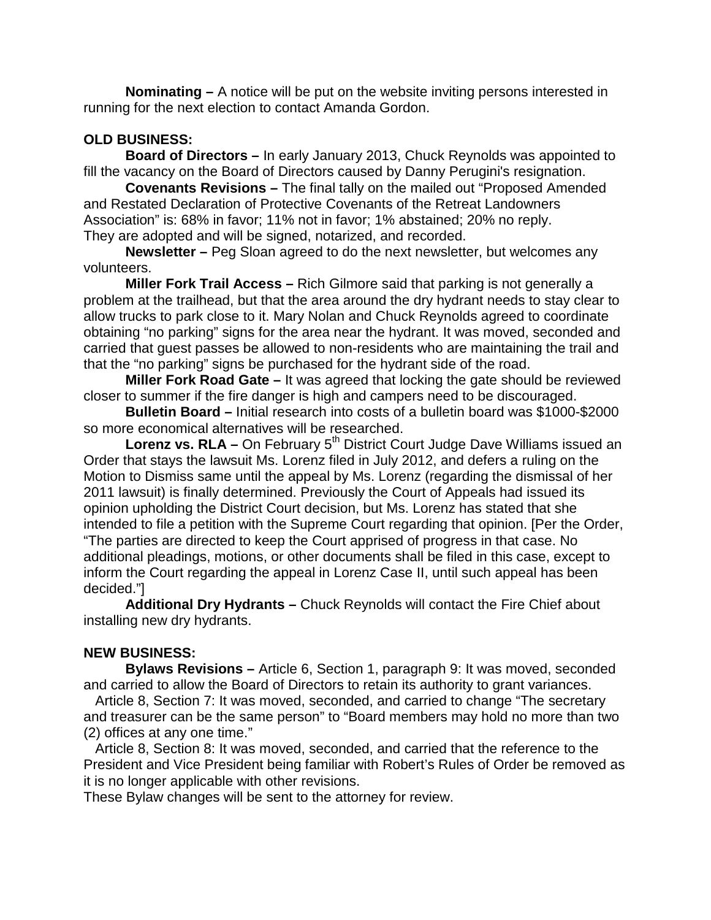**Nominating –** A notice will be put on the website inviting persons interested in running for the next election to contact Amanda Gordon.

**OLD BUSINESS:**

**Board of Directors –** In early January 2013, Chuck Reynolds was appointed to fill the vacancy on the Board of Directors caused by Danny Perugini's resignation.

**Covenants Revisions –** The final tally on the mailed out "Proposed Amended and Restated Declaration of Protective Covenants of the Retreat Landowners Association" is: 68% in favor; 11% not in favor; 1% abstained; 20% no reply. They are adopted and will be signed, notarized, and recorded.

**Newsletter –** Peg Sloan agreed to do the next newsletter, but welcomes any volunteers.

**Miller Fork Trail Access –** Rich Gilmore said that parking is not generally a problem at the trailhead, but that the area around the dry hydrant needs to stay clear to allow trucks to park close to it. Mary Nolan and Chuck Reynolds agreed to coordinate obtaining "no parking" signs for the area near the hydrant. It was moved, seconded and carried that guest passes be allowed to non-residents who are maintaining the trail and that the "no parking" signs be purchased for the hydrant side of the road.

**Miller Fork Road Gate –** It was agreed that locking the gate should be reviewed closer to summer if the fire danger is high and campers need to be discouraged.

**Bulletin Board –** Initial research into costs of a bulletin board was $1000-$2000 so more economical alternatives will be researched.

**Lorenz vs. RLA –** On February 5th District Court Judge Dave Williams issued an Order that stays the lawsuit Ms. Lorenz filed in July 2012, and defers a ruling on the Motion to Dismiss same until the appeal by Ms. Lorenz (regarding the dismissal of her 2011 lawsuit) is finally determined. Previously the Court of Appeals had issued its opinion upholding the District Court decision, but Ms. Lorenz has stated that she intended to file a petition with the Supreme Court regarding that opinion. [Per the Order, "The parties are directed to keep the Court apprised of progress in that case. No additional pleadings, motions, or other documents shall be filed in this case, except to inform the Court regarding the appeal in Lorenz Case II, until such appeal has been decided."]

**Additional Dry Hydrants –** Chuck Reynolds will contact the Fire Chief about installing new dry hydrants.

**NEW BUSINESS:**

**Bylaws Revisions –** Article 6, Section 1, paragraph 9: It was moved, seconded and carried to allow the Board of Directors to retain its authority to grant variances.

Article 8, Section 7: It was moved, seconded, and carried to change "The secretary and treasurer can be the same person" to "Board members may hold no more than two (2) offices at any one time."

Article 8, Section 8: It was moved, seconded, and carried that the reference to the President and Vice President being familiar with Robert's Rules of Order be removed as it is no longer applicable with other revisions.

These Bylaw changes will be sent to the attorney for review.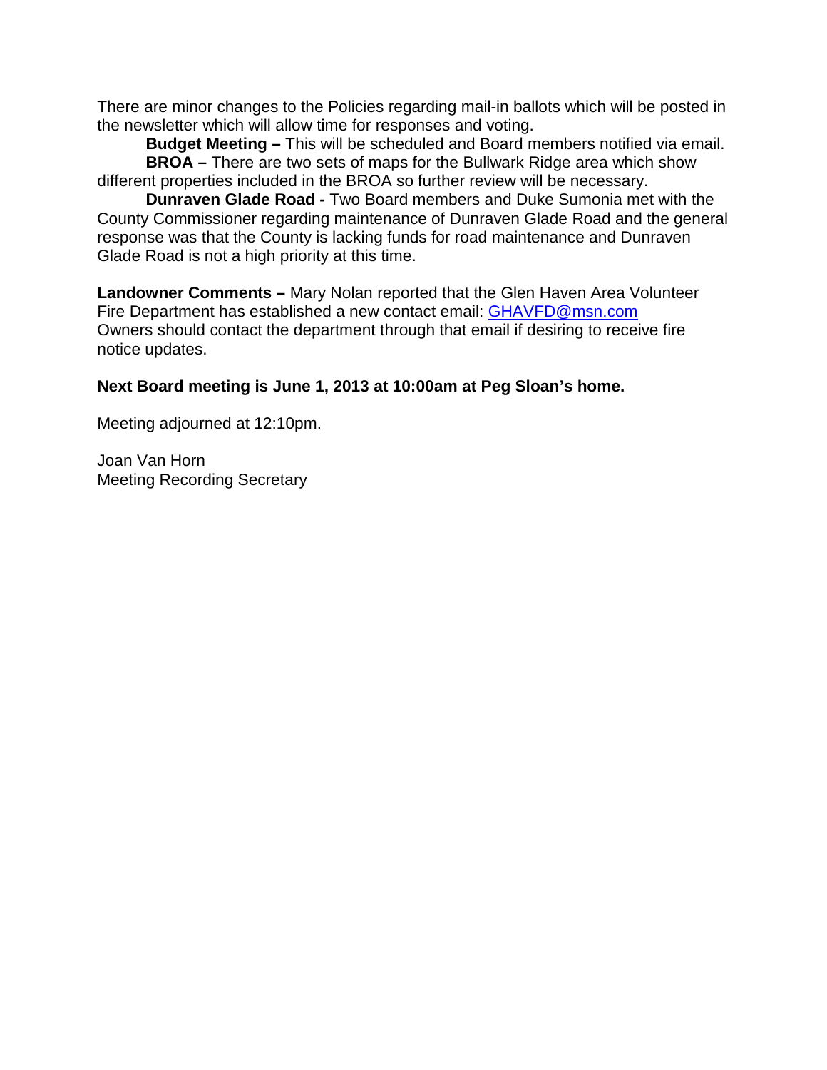There are minor changes to the Policies regarding mail-in ballots which will be posted in the newsletter which will allow time for responses and voting.

**Budget Meeting –** This will be scheduled and Board members notified via email.

**BROA –** There are two sets of maps for the Bullwark Ridge area which show different properties included in the BROA so further review will be necessary.

**Dunraven Glade Road -** Two Board members and Duke Sumonia met with the County Commissioner regarding maintenance of Dunraven Glade Road and the general response was that the County is lacking funds for road maintenance and Dunraven Glade Road is not a high priority at this time.

**Landowner Comments –** Mary Nolan reported that the Glen Haven Area Volunteer Fire Department has established a new contact email: GHAVFD@msn.com Owners should contact the department through that email if desiring to receive fire notice updates.

**Next Board meeting is June 1, 2013 at 10:00am at Peg Sloan's home.**

Meeting adjourned at 12:10pm.

Joan Van Horn
Meeting Recording Secretary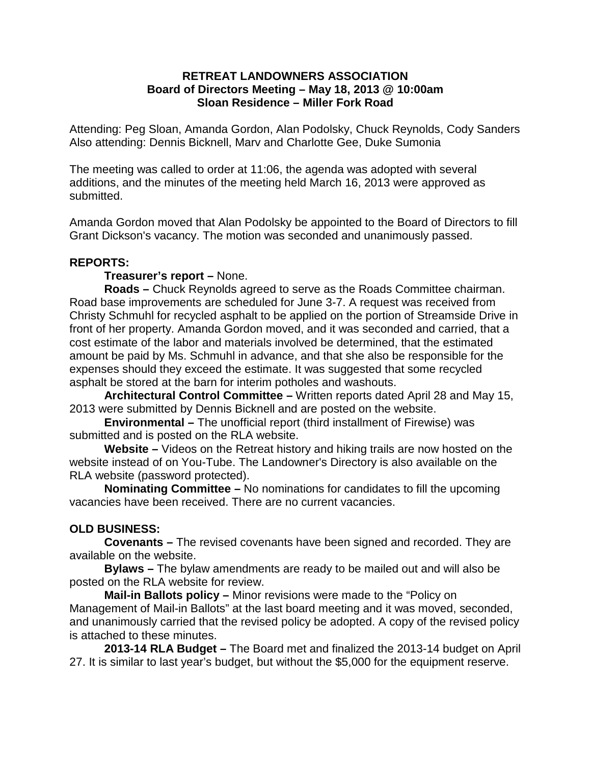**RETREAT LANDOWNERS ASSOCIATION**
**Board of Directors Meeting – May 18, 2013 @ 10:00am**
**Sloan Residence – Miller Fork Road**

Attending: Peg Sloan, Amanda Gordon, Alan Podolsky, Chuck Reynolds, Cody Sanders
Also attending: Dennis Bicknell, Marv and Charlotte Gee, Duke Sumonia

The meeting was called to order at 11:06, the agenda was adopted with several additions, and the minutes of the meeting held March 16, 2013 were approved as submitted.

Amanda Gordon moved that Alan Podolsky be appointed to the Board of Directors to fill Grant Dickson's vacancy. The motion was seconded and unanimously passed.

## REPORTS:

**Treasurer's report –** None.

**Roads –** Chuck Reynolds agreed to serve as the Roads Committee chairman. Road base improvements are scheduled for June 3-7. A request was received from Christy Schmuhl for recycled asphalt to be applied on the portion of Streamside Drive in front of her property. Amanda Gordon moved, and it was seconded and carried, that a cost estimate of the labor and materials involved be determined, that the estimated amount be paid by Ms. Schmuhl in advance, and that she also be responsible for the expenses should they exceed the estimate. It was suggested that some recycled asphalt be stored at the barn for interim potholes and washouts.

**Architectural Control Committee –** Written reports dated April 28 and May 15, 2013 were submitted by Dennis Bicknell and are posted on the website.

**Environmental –** The unofficial report (third installment of Firewise) was submitted and is posted on the RLA website.

**Website –** Videos on the Retreat history and hiking trails are now hosted on the website instead of on You-Tube. The Landowner's Directory is also available on the RLA website (password protected).

**Nominating Committee –** No nominations for candidates to fill the upcoming vacancies have been received. There are no current vacancies.

## OLD BUSINESS:

**Covenants –** The revised covenants have been signed and recorded. They are available on the website.

**Bylaws –** The bylaw amendments are ready to be mailed out and will also be posted on the RLA website for review.

**Mail-in Ballots policy –** Minor revisions were made to the "Policy on Management of Mail-in Ballots" at the last board meeting and it was moved, seconded, and unanimously carried that the revised policy be adopted. A copy of the revised policy is attached to these minutes.

**2013-14 RLA Budget –** The Board met and finalized the 2013-14 budget on April 27. It is similar to last year's budget, but without the $5,000 for the equipment reserve.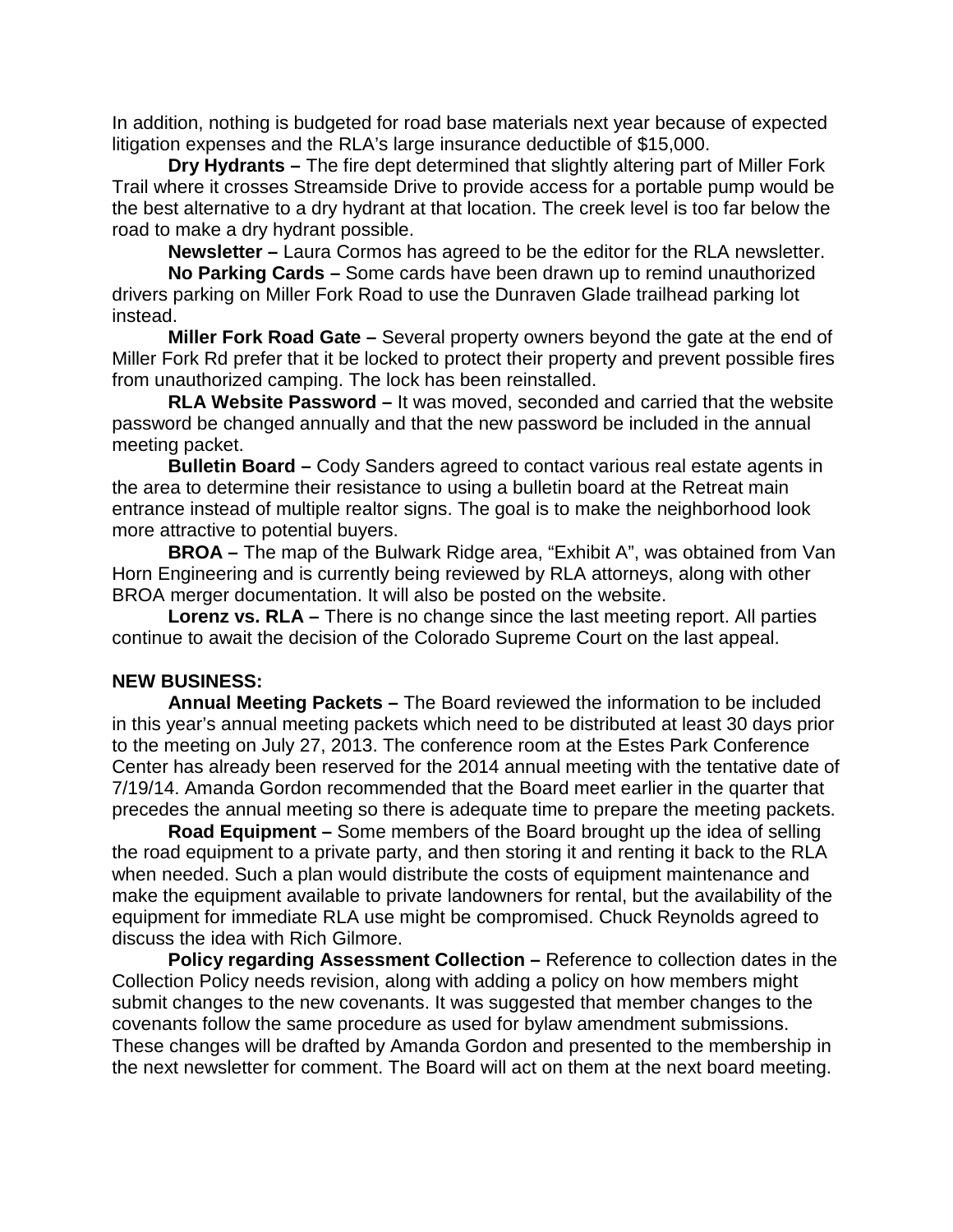In addition, nothing is budgeted for road base materials next year because of expected litigation expenses and the RLA's large insurance deductible of $15,000.

**Dry Hydrants –** The fire dept determined that slightly altering part of Miller Fork Trail where it crosses Streamside Drive to provide access for a portable pump would be the best alternative to a dry hydrant at that location. The creek level is too far below the road to make a dry hydrant possible.

**Newsletter –** Laura Cormos has agreed to be the editor for the RLA newsletter.

**No Parking Cards –** Some cards have been drawn up to remind unauthorized drivers parking on Miller Fork Road to use the Dunraven Glade trailhead parking lot instead.

**Miller Fork Road Gate –** Several property owners beyond the gate at the end of Miller Fork Rd prefer that it be locked to protect their property and prevent possible fires from unauthorized camping. The lock has been reinstalled.

**RLA Website Password –** It was moved, seconded and carried that the website password be changed annually and that the new password be included in the annual meeting packet.

**Bulletin Board –** Cody Sanders agreed to contact various real estate agents in the area to determine their resistance to using a bulletin board at the Retreat main entrance instead of multiple realtor signs. The goal is to make the neighborhood look more attractive to potential buyers.

**BROA –** The map of the Bulwark Ridge area, "Exhibit A", was obtained from Van Horn Engineering and is currently being reviewed by RLA attorneys, along with other BROA merger documentation. It will also be posted on the website.

**Lorenz vs. RLA –** There is no change since the last meeting report. All parties continue to await the decision of the Colorado Supreme Court on the last appeal.

**NEW BUSINESS:**

**Annual Meeting Packets –** The Board reviewed the information to be included in this year's annual meeting packets which need to be distributed at least 30 days prior to the meeting on July 27, 2013. The conference room at the Estes Park Conference Center has already been reserved for the 2014 annual meeting with the tentative date of 7/19/14. Amanda Gordon recommended that the Board meet earlier in the quarter that precedes the annual meeting so there is adequate time to prepare the meeting packets.

**Road Equipment –** Some members of the Board brought up the idea of selling the road equipment to a private party, and then storing it and renting it back to the RLA when needed. Such a plan would distribute the costs of equipment maintenance and make the equipment available to private landowners for rental, but the availability of the equipment for immediate RLA use might be compromised. Chuck Reynolds agreed to discuss the idea with Rich Gilmore.

**Policy regarding Assessment Collection –** Reference to collection dates in the Collection Policy needs revision, along with adding a policy on how members might submit changes to the new covenants. It was suggested that member changes to the covenants follow the same procedure as used for bylaw amendment submissions. These changes will be drafted by Amanda Gordon and presented to the membership in the next newsletter for comment. The Board will act on them at the next board meeting.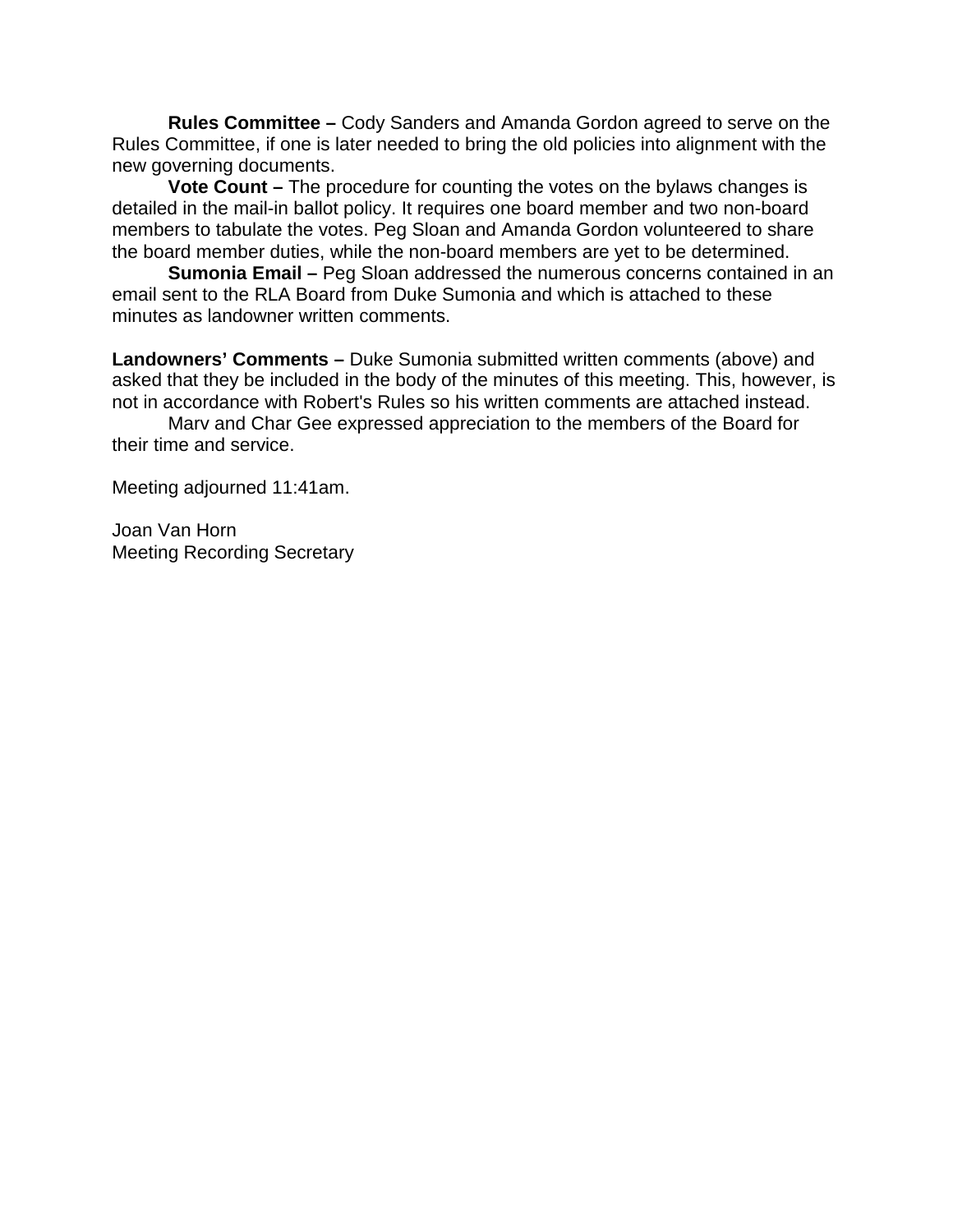**Rules Committee –** Cody Sanders and Amanda Gordon agreed to serve on the Rules Committee, if one is later needed to bring the old policies into alignment with the new governing documents.

**Vote Count –** The procedure for counting the votes on the bylaws changes is detailed in the mail-in ballot policy. It requires one board member and two non-board members to tabulate the votes. Peg Sloan and Amanda Gordon volunteered to share the board member duties, while the non-board members are yet to be determined.

**Sumonia Email –** Peg Sloan addressed the numerous concerns contained in an email sent to the RLA Board from Duke Sumonia and which is attached to these minutes as landowner written comments.

**Landowners' Comments –** Duke Sumonia submitted written comments (above) and asked that they be included in the body of the minutes of this meeting. This, however, is not in accordance with Robert's Rules so his written comments are attached instead.

Marv and Char Gee expressed appreciation to the members of the Board for their time and service.

Meeting adjourned 11:41am.

Joan Van Horn
Meeting Recording Secretary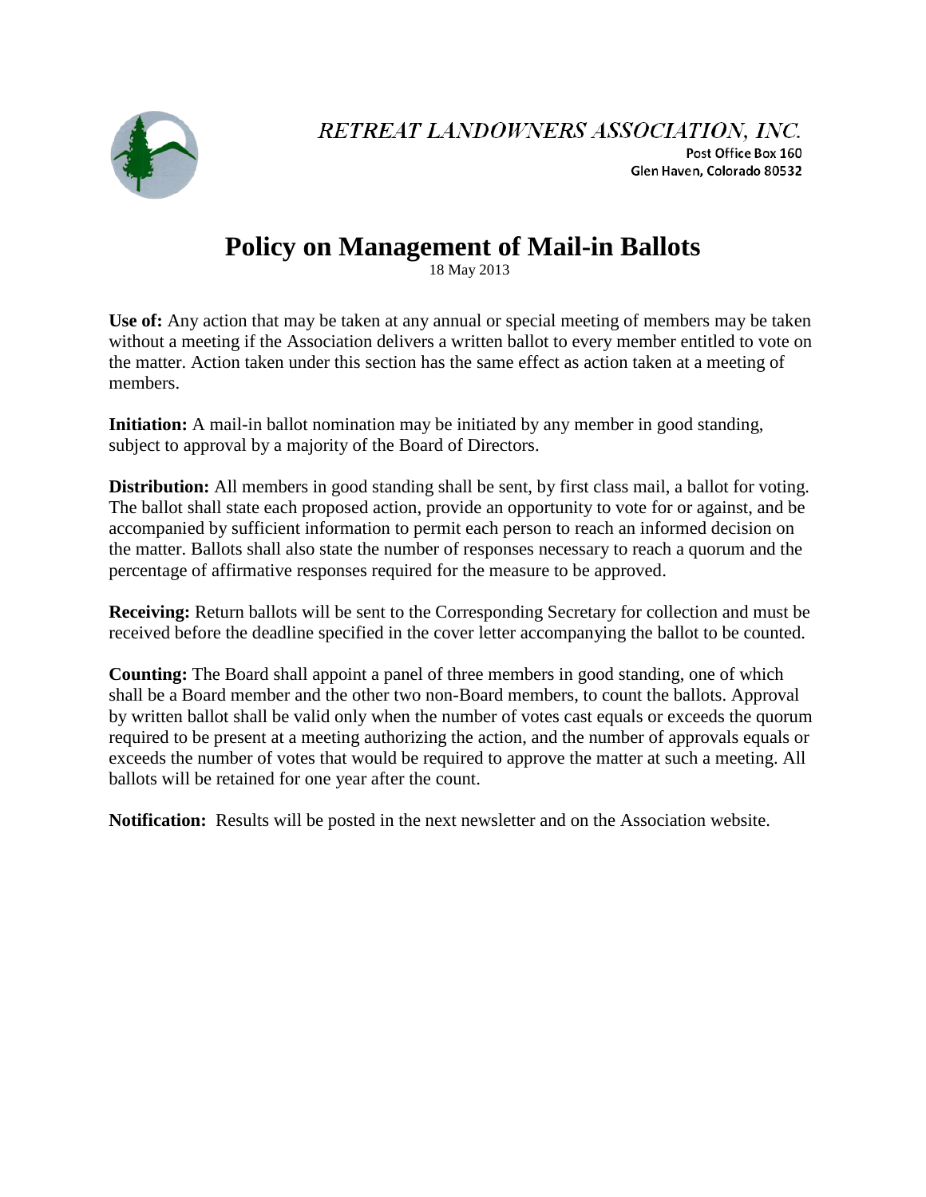RETREAT LANDOWNERS ASSOCIATION, INC.

Post Office Box 160
Glen Haven, Colorado 80532

# Policy on Management of Mail-in Ballots

18 May 2013

**Use of:** Any action that may be taken at any annual or special meeting of members may be taken without a meeting if the Association delivers a written ballot to every member entitled to vote on the matter. Action taken under this section has the same effect as action taken at a meeting of members.

**Initiation:** A mail-in ballot nomination may be initiated by any member in good standing, subject to approval by a majority of the Board of Directors.

**Distribution:** All members in good standing shall be sent, by first class mail, a ballot for voting. The ballot shall state each proposed action, provide an opportunity to vote for or against, and be accompanied by sufficient information to permit each person to reach an informed decision on the matter. Ballots shall also state the number of responses necessary to reach a quorum and the percentage of affirmative responses required for the measure to be approved.

**Receiving:** Return ballots will be sent to the Corresponding Secretary for collection and must be received before the deadline specified in the cover letter accompanying the ballot to be counted.

**Counting:** The Board shall appoint a panel of three members in good standing, one of which shall be a Board member and the other two non-Board members, to count the ballots. Approval by written ballot shall be valid only when the number of votes cast equals or exceeds the quorum required to be present at a meeting authorizing the action, and the number of approvals equals or exceeds the number of votes that would be required to approve the matter at such a meeting. All ballots will be retained for one year after the count.

**Notification:** Results will be posted in the next newsletter and on the Association website.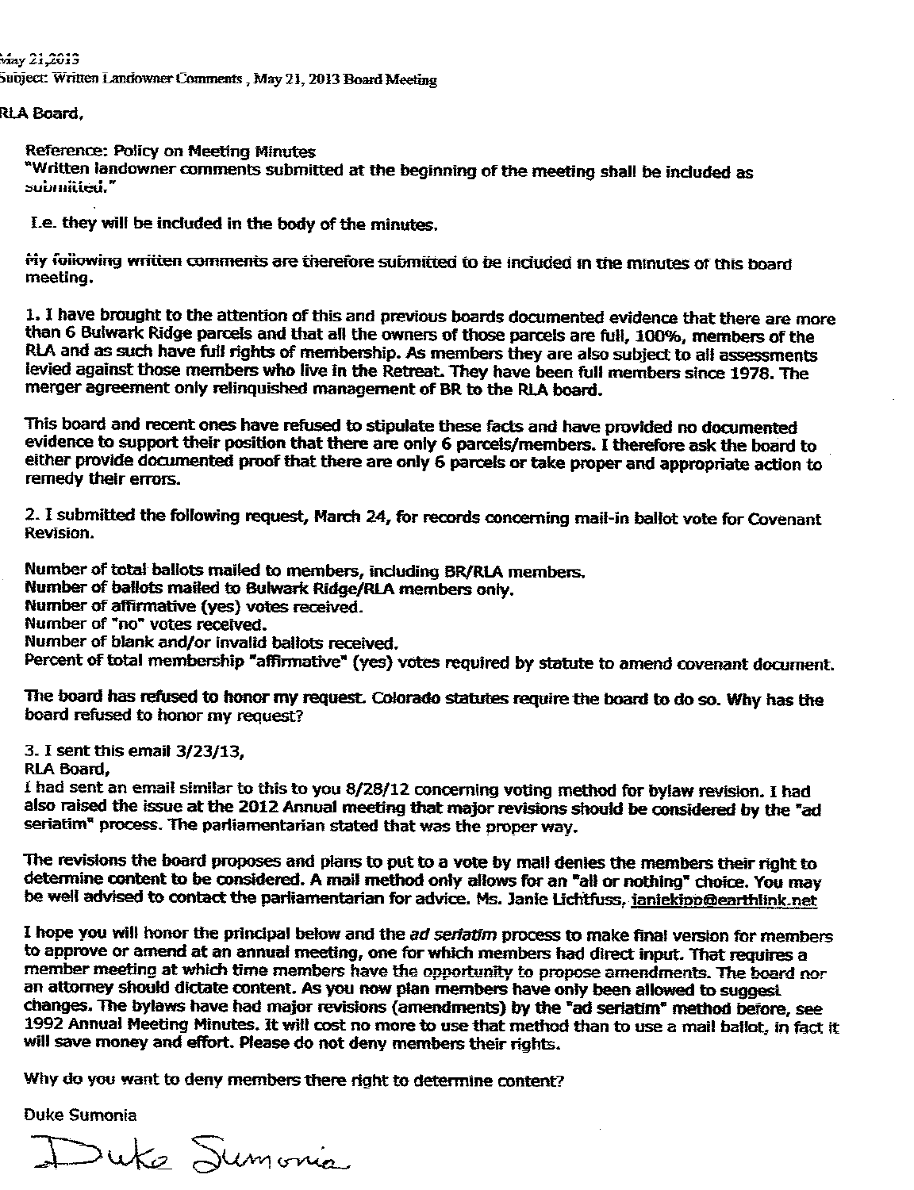May 21,2013
Subject: Written Landowner Comments , May 21, 2013 Board Meeting

RLA Board,

Reference: Policy on Meeting Minutes
"Written landowner comments submitted at the beginning of the meeting shall be included as submitted."

I.e. they will be included in the body of the minutes.

My following written comments are therefore submitted to be included in the minutes of this board meeting.

1. I have brought to the attention of this and previous boards documented evidence that there are more than 6 Bulwark Ridge parcels and that all the owners of those parcels are full, 100%, members of the RLA and as such have full rights of membership. As members they are also subject to all assessments levied against those members who live in the Retreat. They have been full members since 1978. The merger agreement only relinquished management of BR to the RLA board.

This board and recent ones have refused to stipulate these facts and have provided no documented evidence to support their position that there are only 6 parcels/members. I therefore ask the board to either provide documented proof that there are only 6 parcels or take proper and appropriate action to remedy their errors.

2. I submitted the following request, March 24, for records concerning mail-in ballot vote for Covenant Revision.

Number of total ballots mailed to members, including BR/RLA members.
Number of ballots mailed to Bulwark Ridge/RLA members only.
Number of affirmative (yes) votes received.
Number of "no" votes received.
Number of blank and/or invalid ballots received.
Percent of total membership "affirmative" (yes) votes required by statute to amend covenant document.

The board has refused to honor my request. Colorado statutes require the board to do so. Why has the board refused to honor my request?

3. I sent this email 3/23/13,
RLA Board,
I had sent an email similar to this to you 8/28/12 concerning voting method for bylaw revision. I had also raised the issue at the 2012 Annual meeting that major revisions should be considered by the "ad seriatim" process. The parliamentarian stated that was the proper way.

The revisions the board proposes and plans to put to a vote by mail denies the members their right to determine content to be considered. A mail method only allows for an "all or nothing" choice. You may be well advised to contact the parliamentarian for advice. Ms. Janie Lichtfuss, janiekipp@earthlink.net

I hope you will honor the principal below and the *ad seriatim* process to make final version for members to approve or amend at an annual meeting, one for which members had direct input. That requires a member meeting at which time members have the opportunity to propose amendments. The board nor an attorney should dictate content. As you now plan members have only been allowed to suggest changes. The bylaws have had major revisions (amendments) by the "ad seriatim" method before, see 1992 Annual Meeting Minutes. It will cost no more to use that method than to use a mail ballot, in fact it will save money and effort. Please do not deny members their rights.

Why do you want to deny members there right to determine content?

Duke Sumonia

Duke Sumonia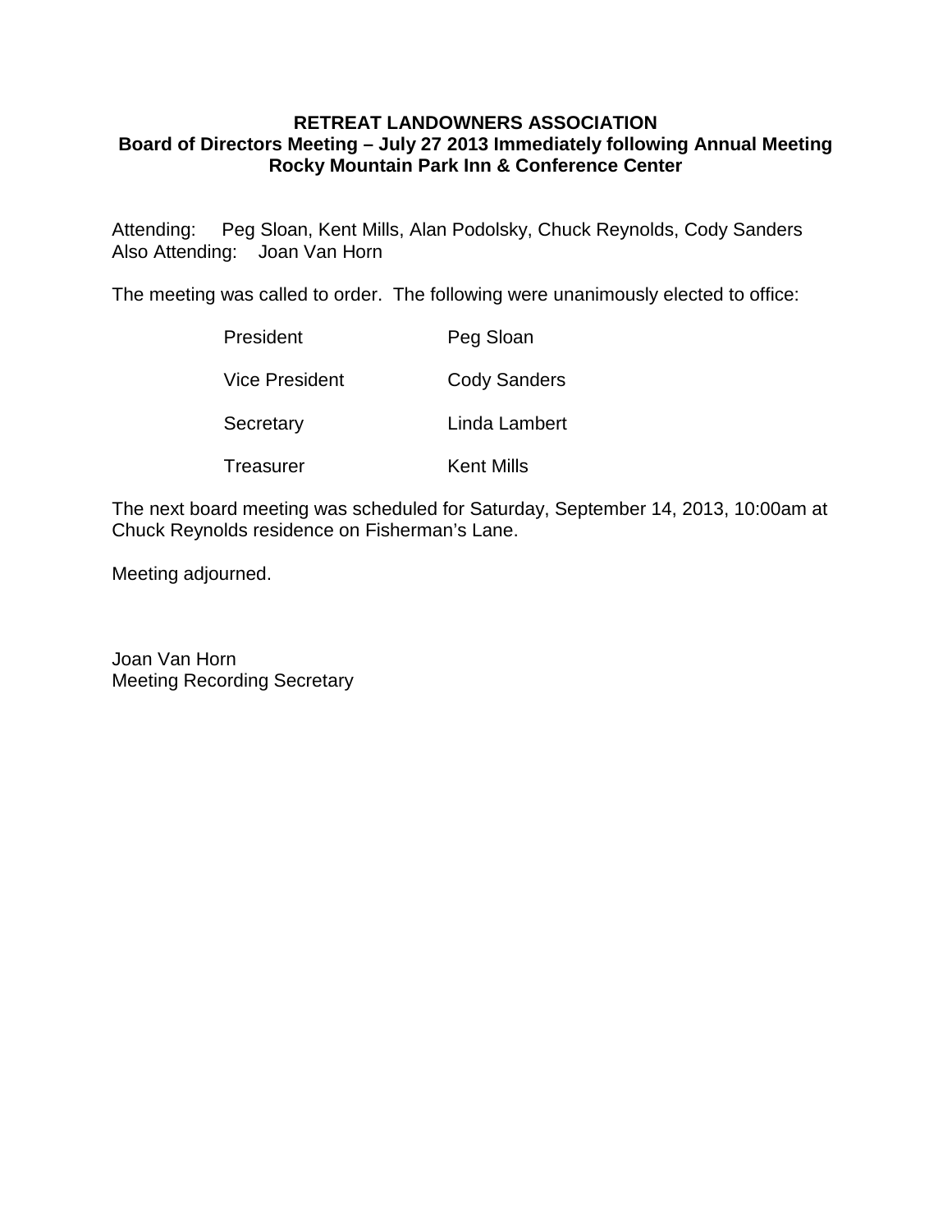**RETREAT LANDOWNERS ASSOCIATION**
**Board of Directors Meeting – July 27 2013 Immediately following Annual Meeting**
**Rocky Mountain Park Inn & Conference Center**

Attending: Peg Sloan, Kent Mills, Alan Podolsky, Chuck Reynolds, Cody Sanders
Also Attending: Joan Van Horn

The meeting was called to order. The following were unanimously elected to office:

| | |
|---|---|
| President | Peg Sloan |
| Vice President | Cody Sanders |
| Secretary | Linda Lambert |
| Treasurer | Kent Mills |

The next board meeting was scheduled for Saturday, September 14, 2013, 10:00am at Chuck Reynolds residence on Fisherman's Lane.

Meeting adjourned.

Joan Van Horn
Meeting Recording Secretary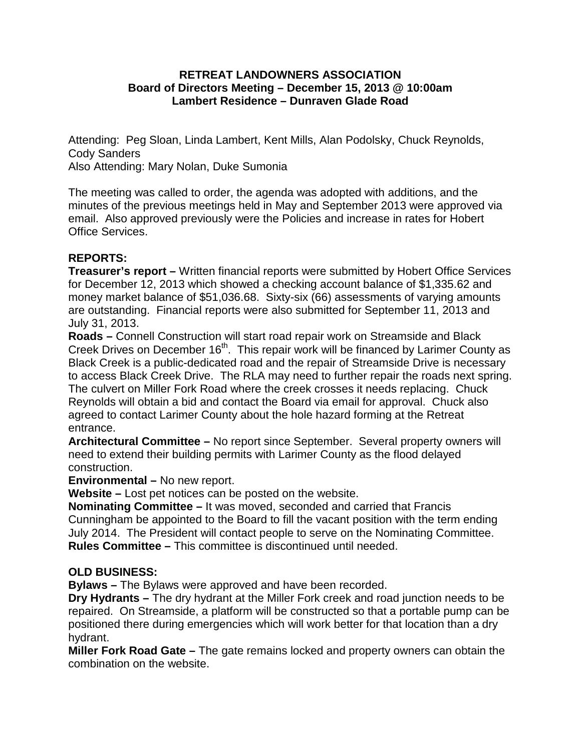**RETREAT LANDOWNERS ASSOCIATION**
**Board of Directors Meeting – December 15, 2013 @ 10:00am**
**Lambert Residence – Dunraven Glade Road**

Attending: Peg Sloan, Linda Lambert, Kent Mills, Alan Podolsky, Chuck Reynolds, Cody Sanders
Also Attending: Mary Nolan, Duke Sumonia

The meeting was called to order, the agenda was adopted with additions, and the minutes of the previous meetings held in May and September 2013 were approved via email. Also approved previously were the Policies and increase in rates for Hobert Office Services.

## REPORTS:

**Treasurer's report –** Written financial reports were submitted by Hobert Office Services for December 12, 2013 which showed a checking account balance of $1,335.62 and money market balance of $51,036.68. Sixty-six (66) assessments of varying amounts are outstanding. Financial reports were also submitted for September 11, 2013 and July 31, 2013.

**Roads –** Connell Construction will start road repair work on Streamside and Black Creek Drives on December 16th. This repair work will be financed by Larimer County as Black Creek is a public-dedicated road and the repair of Streamside Drive is necessary to access Black Creek Drive. The RLA may need to further repair the roads next spring. The culvert on Miller Fork Road where the creek crosses it needs replacing. Chuck Reynolds will obtain a bid and contact the Board via email for approval. Chuck also agreed to contact Larimer County about the hole hazard forming at the Retreat entrance.

**Architectural Committee –** No report since September. Several property owners will need to extend their building permits with Larimer County as the flood delayed construction.

**Environmental –** No new report.

**Website –** Lost pet notices can be posted on the website.

**Nominating Committee –** It was moved, seconded and carried that Francis Cunningham be appointed to the Board to fill the vacant position with the term ending July 2014. The President will contact people to serve on the Nominating Committee.

**Rules Committee –** This committee is discontinued until needed.

## OLD BUSINESS:

**Bylaws –** The Bylaws were approved and have been recorded.

**Dry Hydrants –** The dry hydrant at the Miller Fork creek and road junction needs to be repaired. On Streamside, a platform will be constructed so that a portable pump can be positioned there during emergencies which will work better for that location than a dry hydrant.

**Miller Fork Road Gate –** The gate remains locked and property owners can obtain the combination on the website.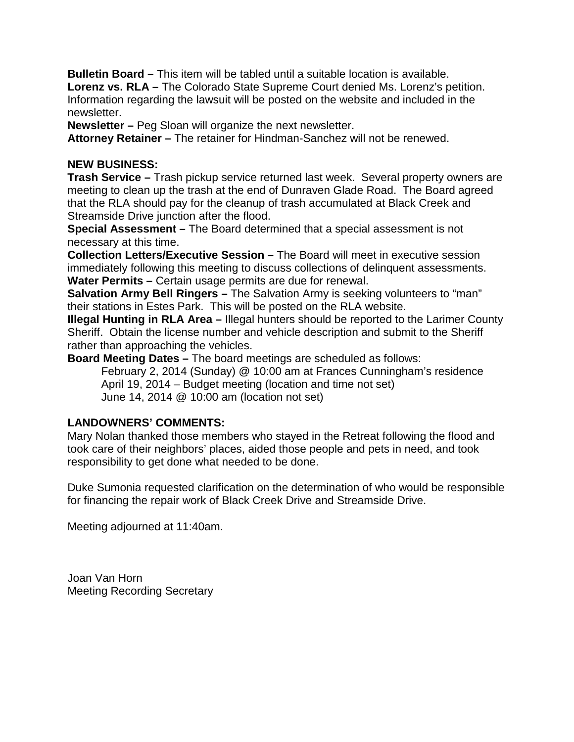**Bulletin Board –** This item will be tabled until a suitable location is available.
**Lorenz vs. RLA –** The Colorado State Supreme Court denied Ms. Lorenz's petition. Information regarding the lawsuit will be posted on the website and included in the newsletter.
**Newsletter –** Peg Sloan will organize the next newsletter.
**Attorney Retainer –** The retainer for Hindman-Sanchez will not be renewed.

**NEW BUSINESS:**
**Trash Service –** Trash pickup service returned last week. Several property owners are meeting to clean up the trash at the end of Dunraven Glade Road. The Board agreed that the RLA should pay for the cleanup of trash accumulated at Black Creek and Streamside Drive junction after the flood.
**Special Assessment –** The Board determined that a special assessment is not necessary at this time.
**Collection Letters/Executive Session –** The Board will meet in executive session immediately following this meeting to discuss collections of delinquent assessments.
**Water Permits –** Certain usage permits are due for renewal.
**Salvation Army Bell Ringers –** The Salvation Army is seeking volunteers to "man" their stations in Estes Park. This will be posted on the RLA website.
**Illegal Hunting in RLA Area –** Illegal hunters should be reported to the Larimer County Sheriff. Obtain the license number and vehicle description and submit to the Sheriff rather than approaching the vehicles.
**Board Meeting Dates –** The board meetings are scheduled as follows:

February 2, 2014 (Sunday) @ 10:00 am at Frances Cunningham's residence
April 19, 2014 – Budget meeting (location and time not set)
June 14, 2014 @ 10:00 am (location not set)

**LANDOWNERS' COMMENTS:**
Mary Nolan thanked those members who stayed in the Retreat following the flood and took care of their neighbors' places, aided those people and pets in need, and took responsibility to get done what needed to be done.

Duke Sumonia requested clarification on the determination of who would be responsible for financing the repair work of Black Creek Drive and Streamside Drive.

Meeting adjourned at 11:40am.

Joan Van Horn
Meeting Recording Secretary